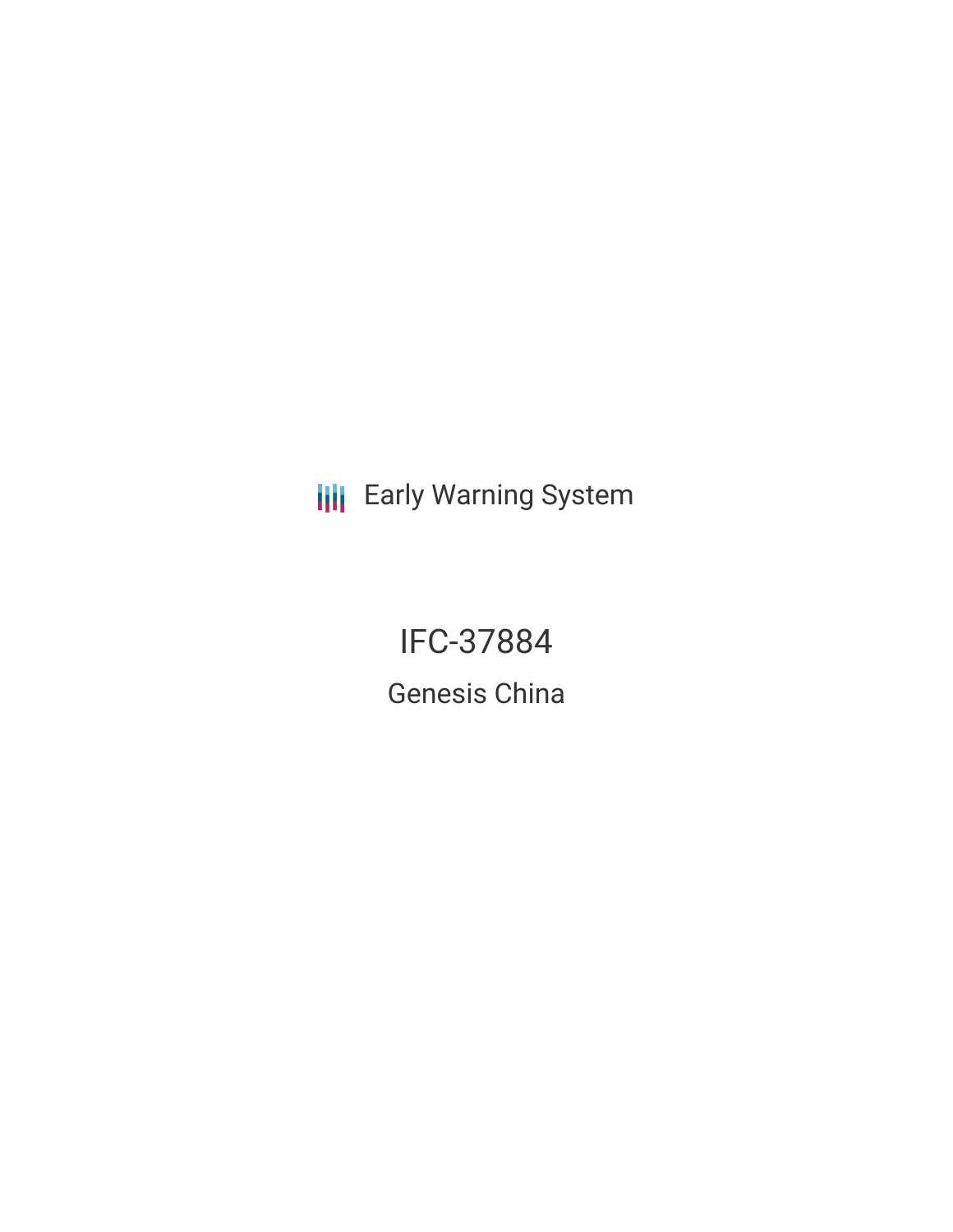Early Warning System

# IFC-37884

## Genesis China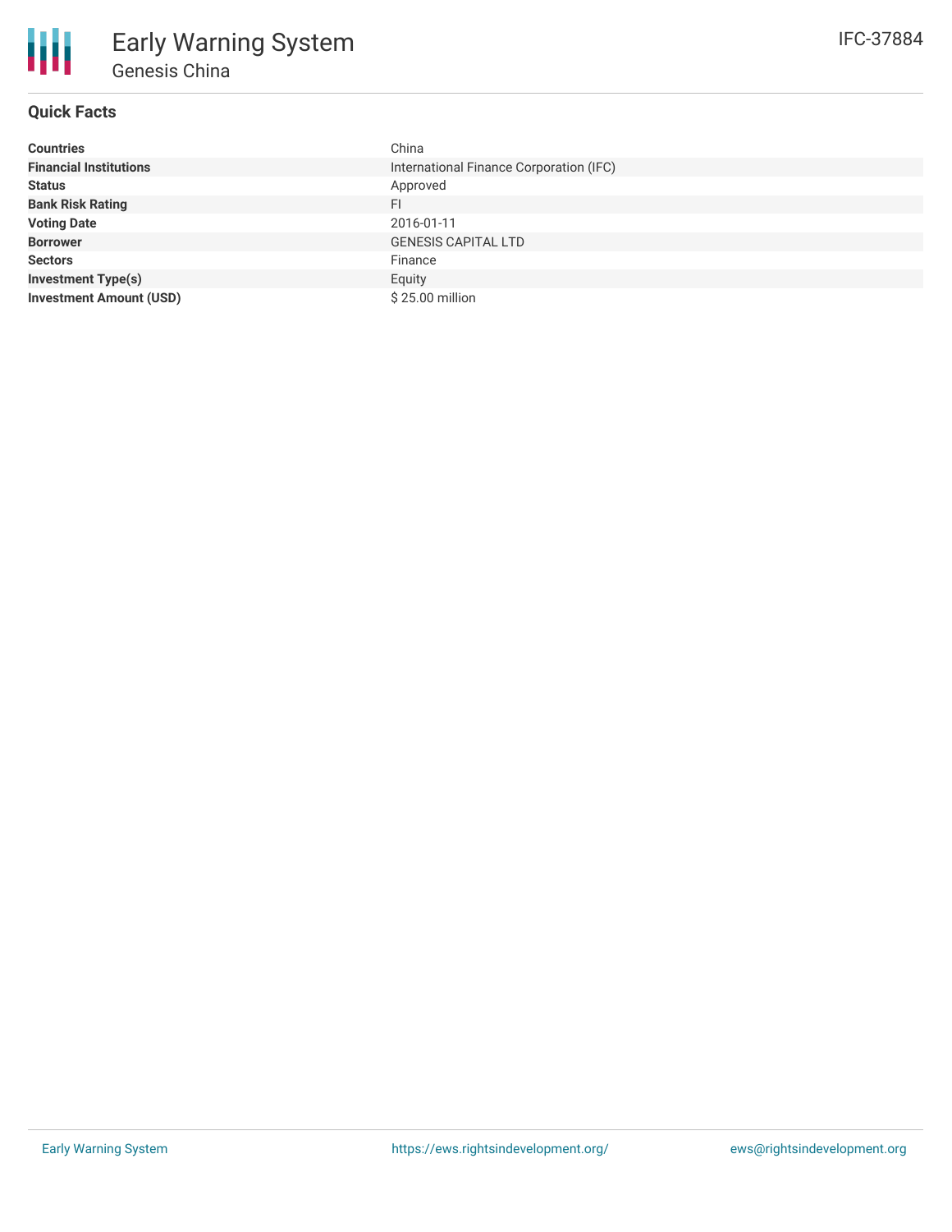# Early Warning System

## Genesis China

IFC-37884

### Quick Facts

| | |
|---|---|
| **Countries** | China |
| **Financial Institutions** | International Finance Corporation (IFC) |
| **Status** | Approved |
| **Bank Risk Rating** | FI |
| **Voting Date** | 2016-01-11 |
| **Borrower** | GENESIS CAPITAL LTD |
| **Sectors** | Finance |
| **Investment Type(s)** | Equity |
| **Investment Amount (USD)** | $ 25.00 million |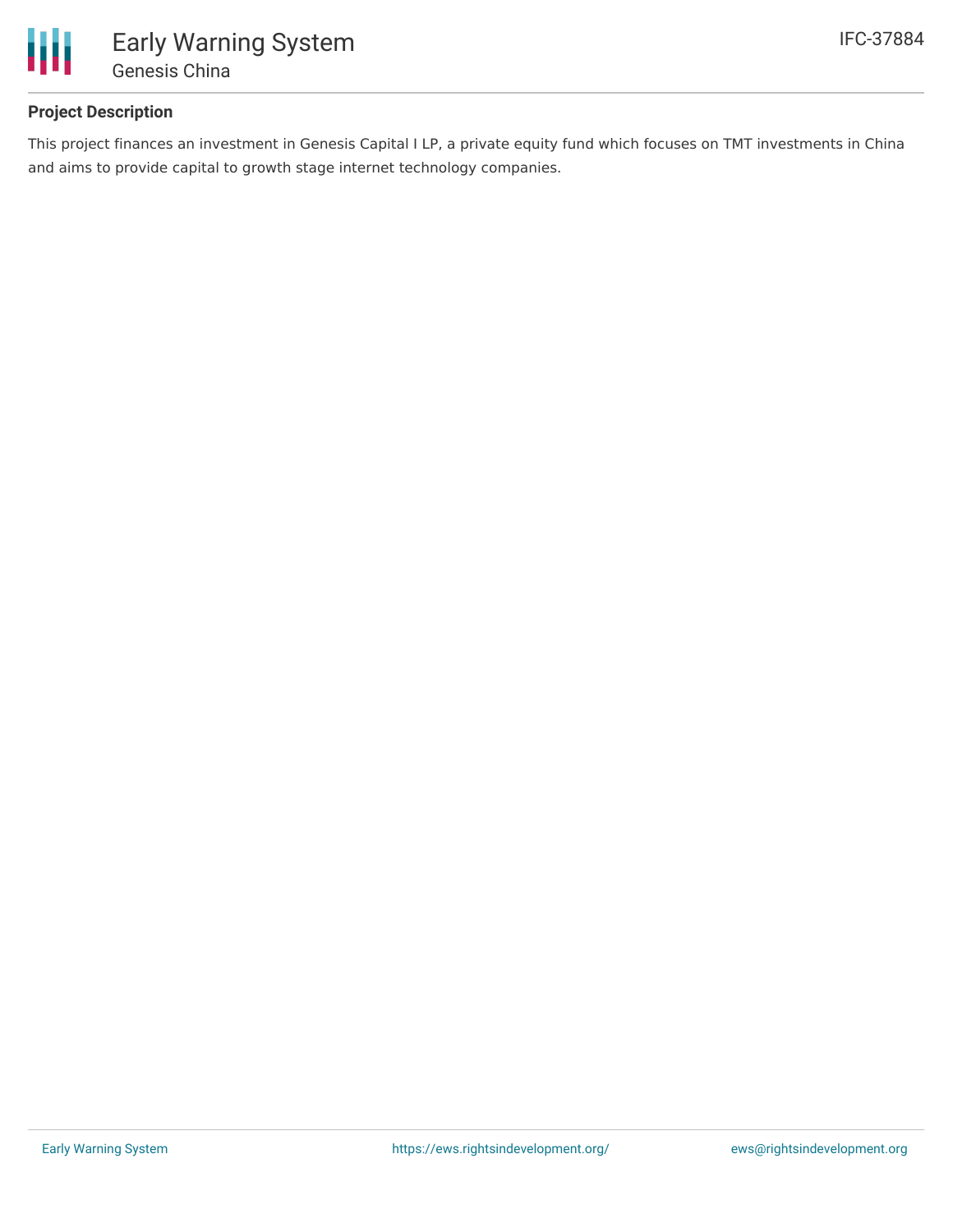**Project Description**

This project finances an investment in Genesis Capital I LP, a private equity fund which focuses on TMT investments in China and aims to provide capital to growth stage internet technology companies.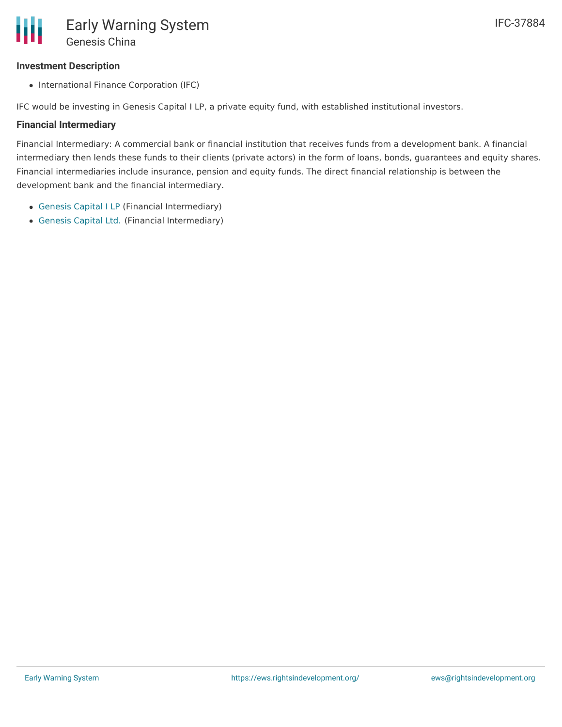### Investment Description

- International Finance Corporation (IFC)

IFC would be investing in Genesis Capital I LP, a private equity fund, with established institutional investors.

### Financial Intermediary

Financial Intermediary: A commercial bank or financial institution that receives funds from a development bank. A financial intermediary then lends these funds to their clients (private actors) in the form of loans, bonds, guarantees and equity shares. Financial intermediaries include insurance, pension and equity funds. The direct financial relationship is between the development bank and the financial intermediary.

- Genesis Capital I LP (Financial Intermediary)
- Genesis Capital Ltd. (Financial Intermediary)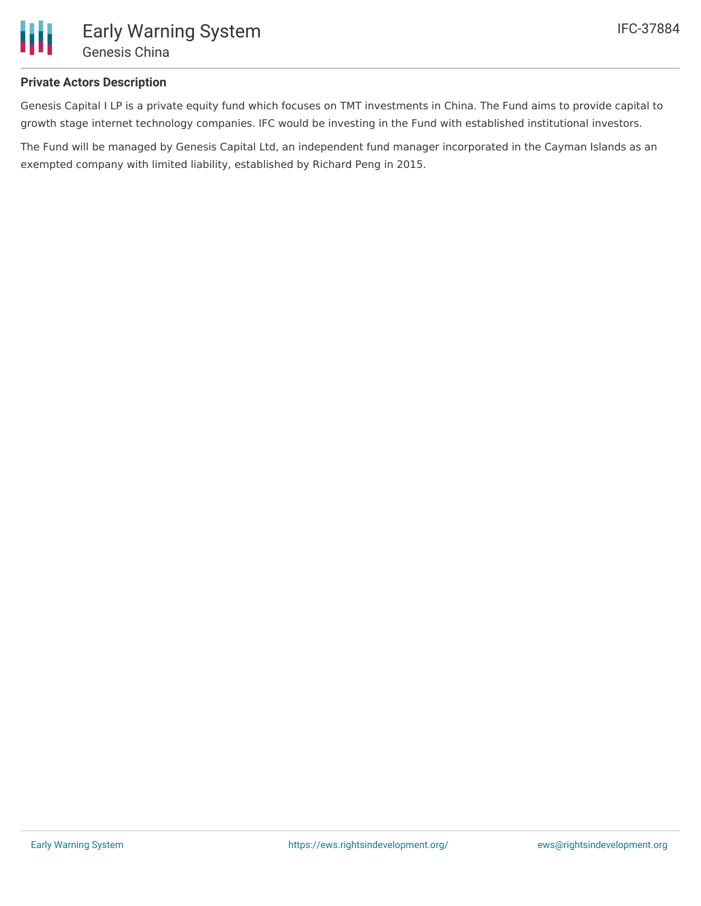### Private Actors Description

Genesis Capital I LP is a private equity fund which focuses on TMT investments in China. The Fund aims to provide capital to growth stage internet technology companies. IFC would be investing in the Fund with established institutional investors.

The Fund will be managed by Genesis Capital Ltd, an independent fund manager incorporated in the Cayman Islands as an exempted company with limited liability, established by Richard Peng in 2015.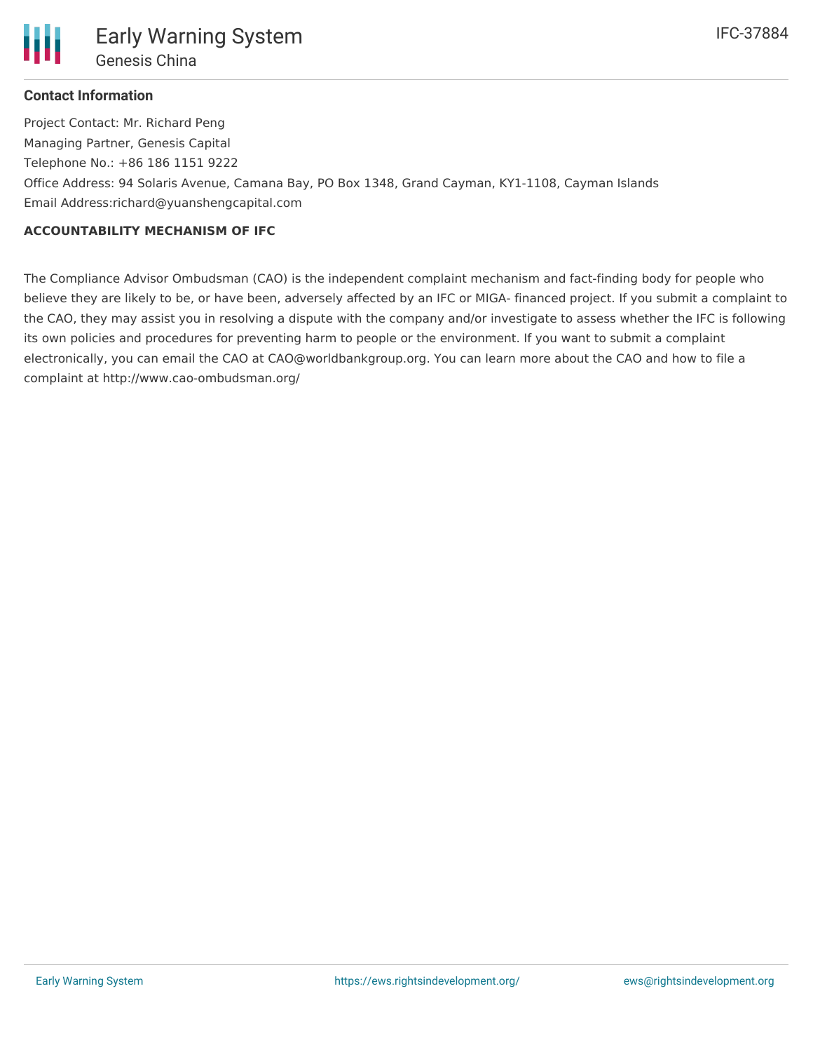## Contact Information

Project Contact: Mr. Richard Peng
Managing Partner, Genesis Capital
Telephone No.: +86 186 1151 9222
Office Address: 94 Solaris Avenue, Camana Bay, PO Box 1348, Grand Cayman, KY1-1108, Cayman Islands
Email Address:richard@yuanshengcapital.com

**ACCOUNTABILITY MECHANISM OF IFC**

The Compliance Advisor Ombudsman (CAO) is the independent complaint mechanism and fact-finding body for people who believe they are likely to be, or have been, adversely affected by an IFC or MIGA- financed project. If you submit a complaint to the CAO, they may assist you in resolving a dispute with the company and/or investigate to assess whether the IFC is following its own policies and procedures for preventing harm to people or the environment. If you want to submit a complaint electronically, you can email the CAO at CAO@worldbankgroup.org. You can learn more about the CAO and how to file a complaint at http://www.cao-ombudsman.org/